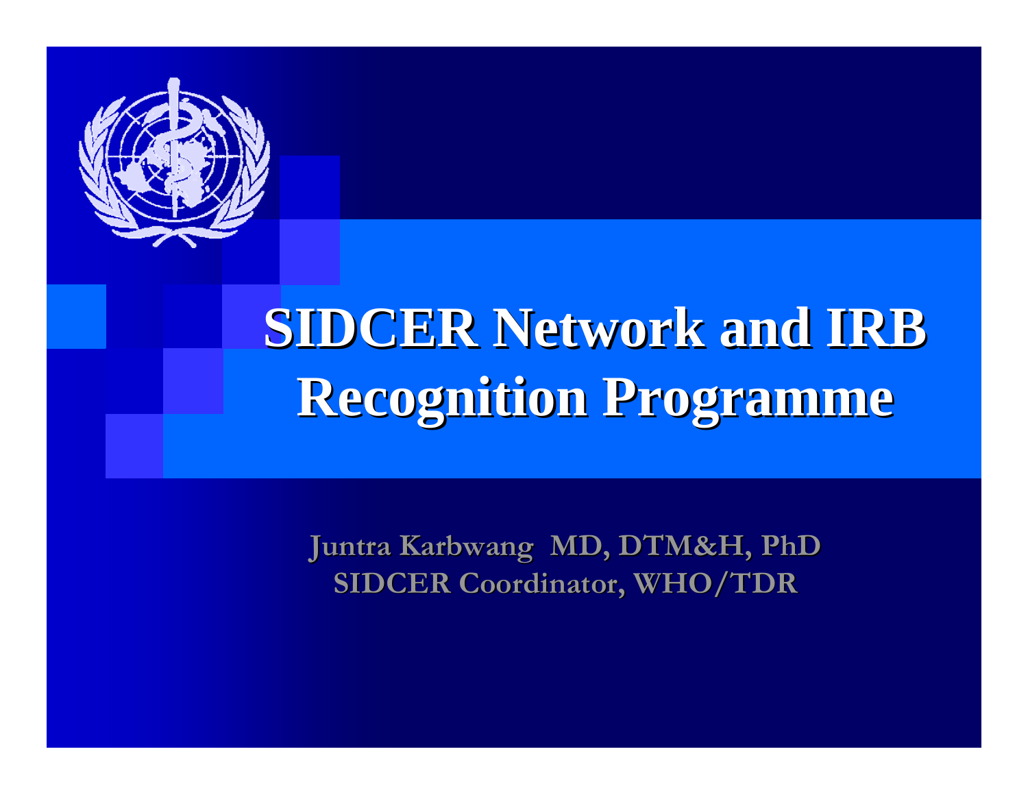# SIDCER Network and IRB Recognition Programme

**Juntra Karbwang MD, DTM&H, PhD**
**SIDCER Coordinator, WHO/TDR**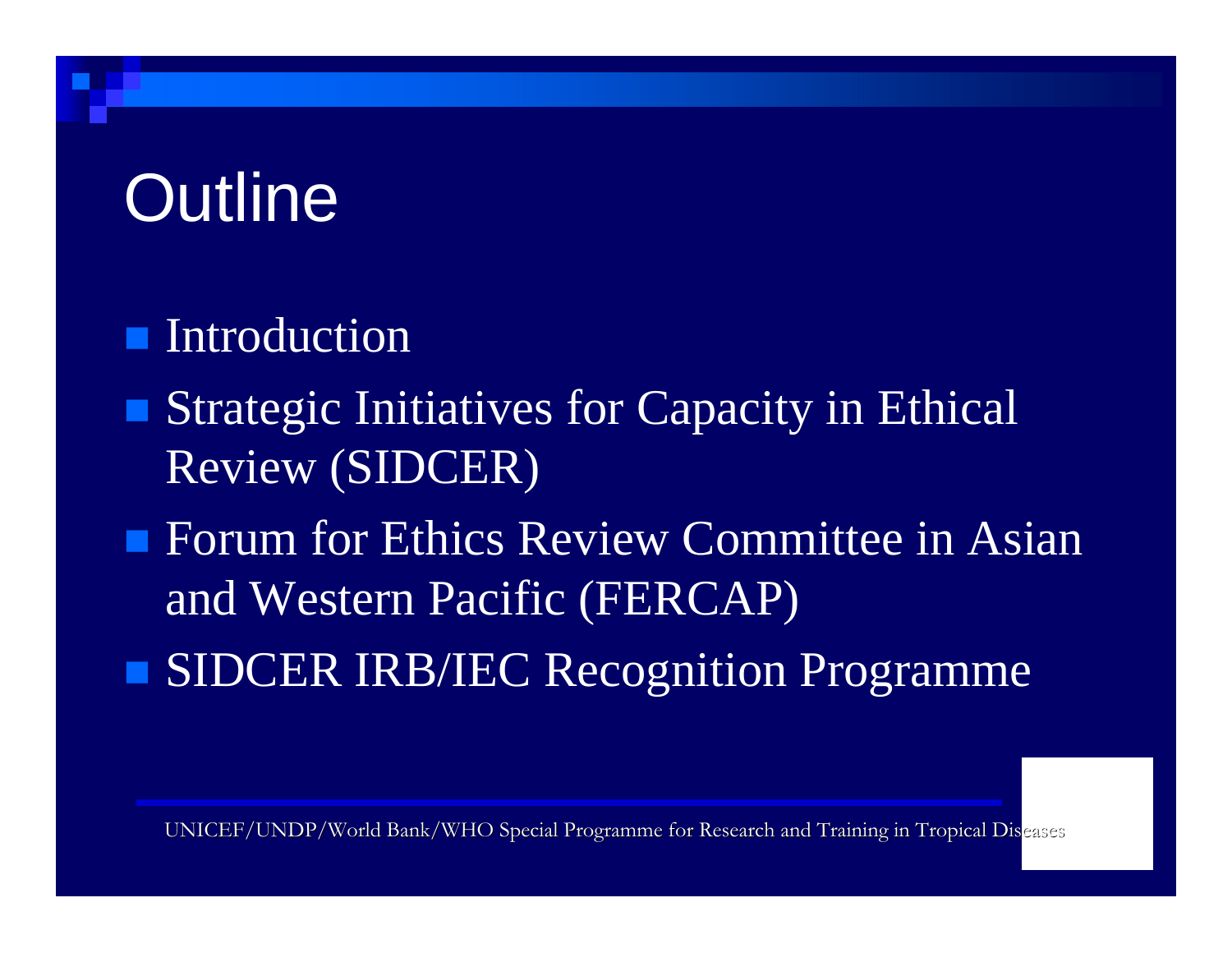# Outline

- Introduction
- Strategic Initiatives for Capacity in Ethical Review (SIDCER)
- Forum for Ethics Review Committee in Asian and Western Pacific (FERCAP)
- SIDCER IRB/IEC Recognition Programme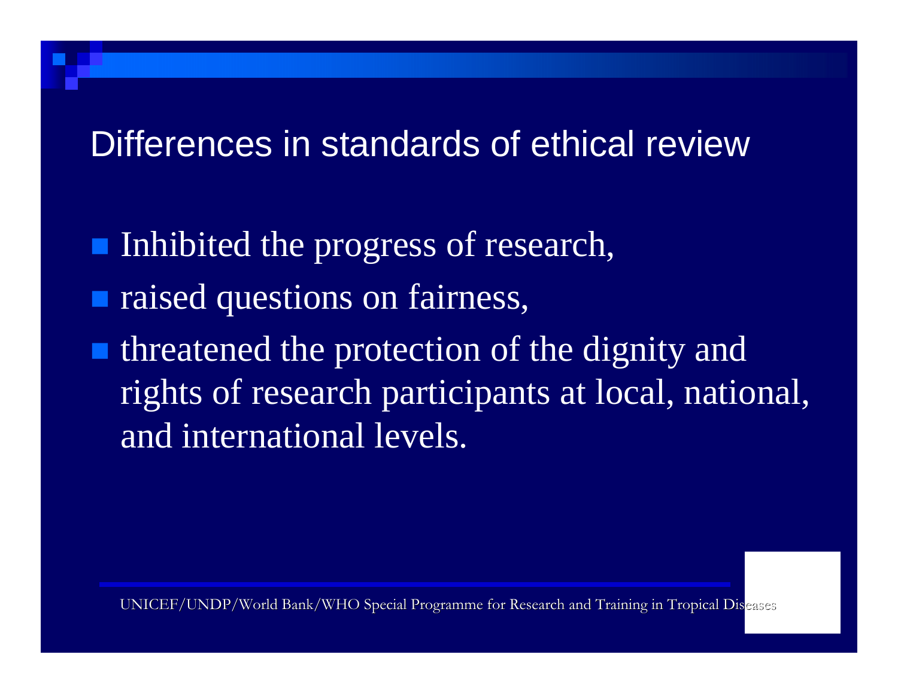# Differences in standards of ethical review

- Inhibited the progress of research,
- raised questions on fairness,
- threatened the protection of the dignity and rights of research participants at local, national, and international levels.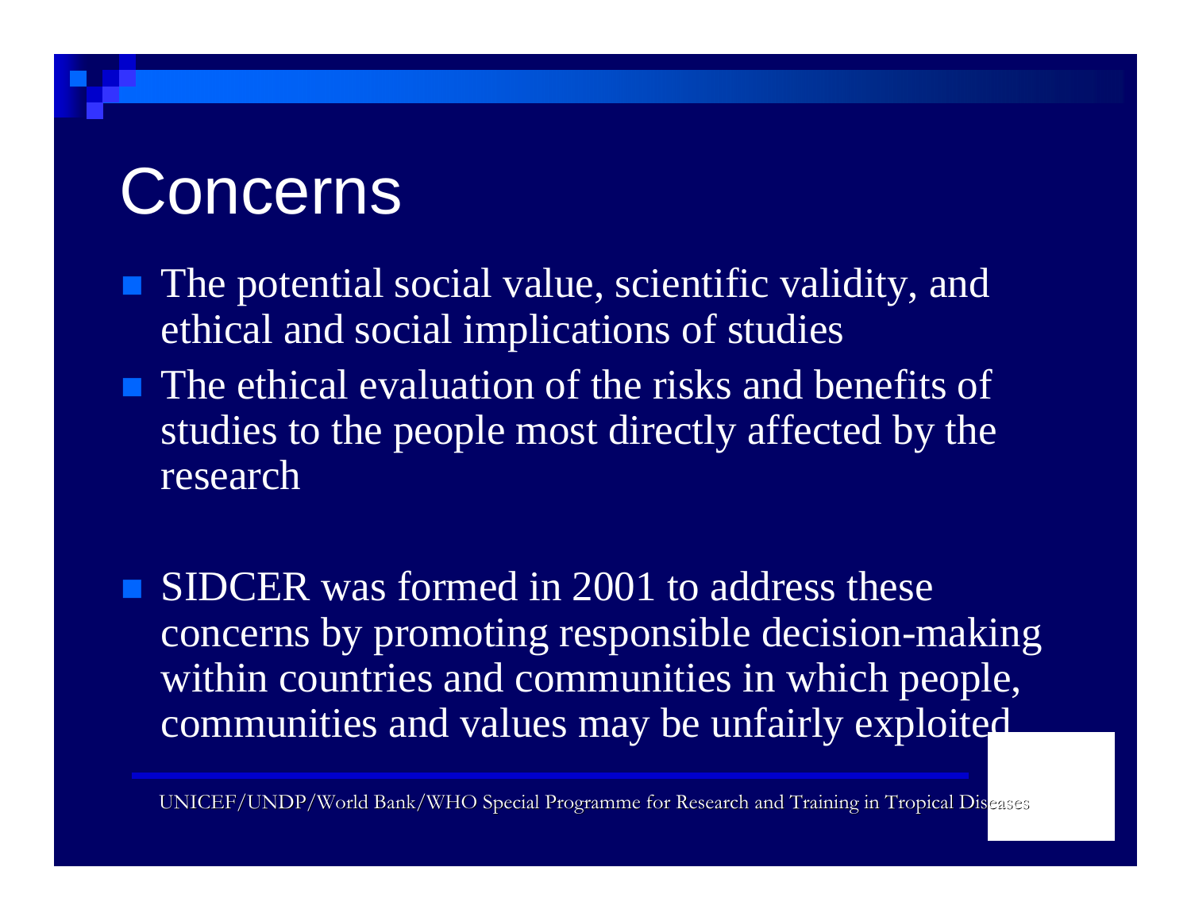# Concerns

- The potential social value, scientific validity, and ethical and social implications of studies
- The ethical evaluation of the risks and benefits of studies to the people most directly affected by the research

- SIDCER was formed in 2001 to address these concerns by promoting responsible decision-making within countries and communities in which people, communities and values may be unfairly exploited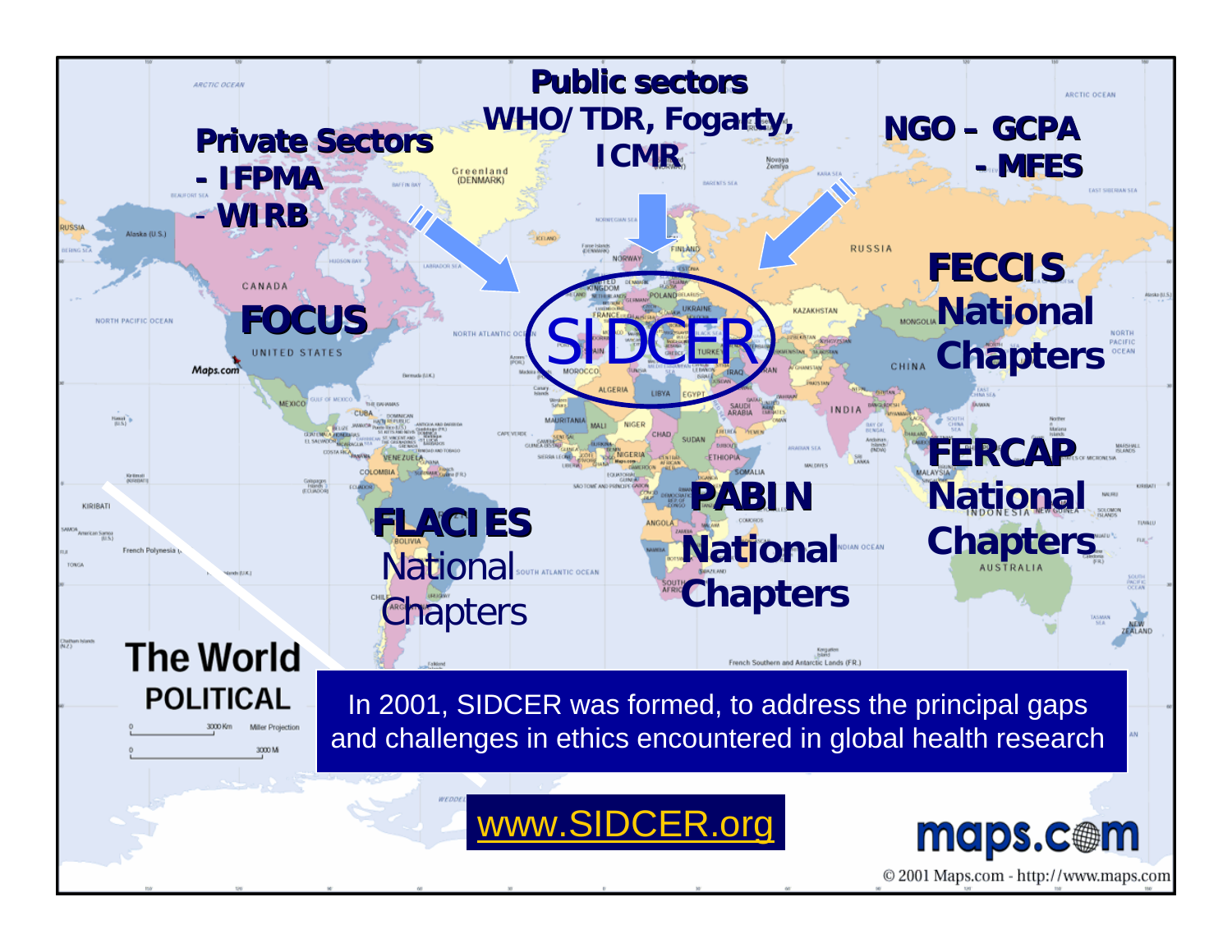**Private Sectors**
- **IFPMA**
- **WIRB**

**Public sectors**
**WHO/TDR, Fogarty, ICMR**

**NGO – GCPA**
**- MFES**

SIDCER

**FOCUS**

**FECCIS National Chapters**

**FLACIES** National Chapters

**PABIN National Chapters**

**FERCAP National Chapters**

The World
POLITICAL

In 2001, SIDCER was formed, to address the principal gaps and challenges in ethics encountered in global health research

www.SIDCER.org

maps.com

© 2001 Maps.com - http://www.maps.com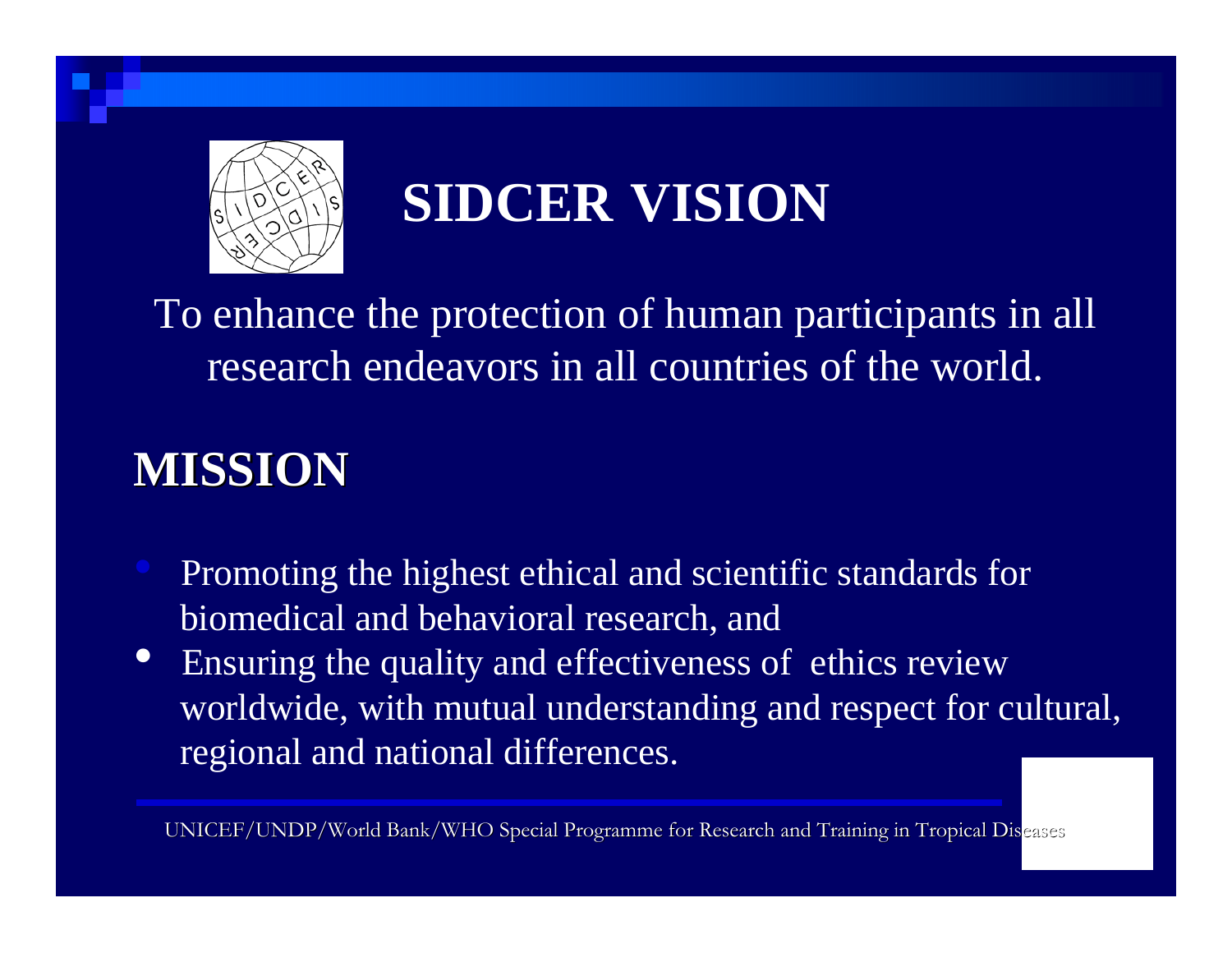# SIDCER VISION

To enhance the protection of human participants in all research endeavors in all countries of the world.

## MISSION

- Promoting the highest ethical and scientific standards for biomedical and behavioral research, and
- Ensuring the quality and effectiveness of ethics review worldwide, with mutual understanding and respect for cultural, regional and national differences.

UNICEF/UNDP/World Bank/WHO Special Programme for Research and Training in Tropical Diseases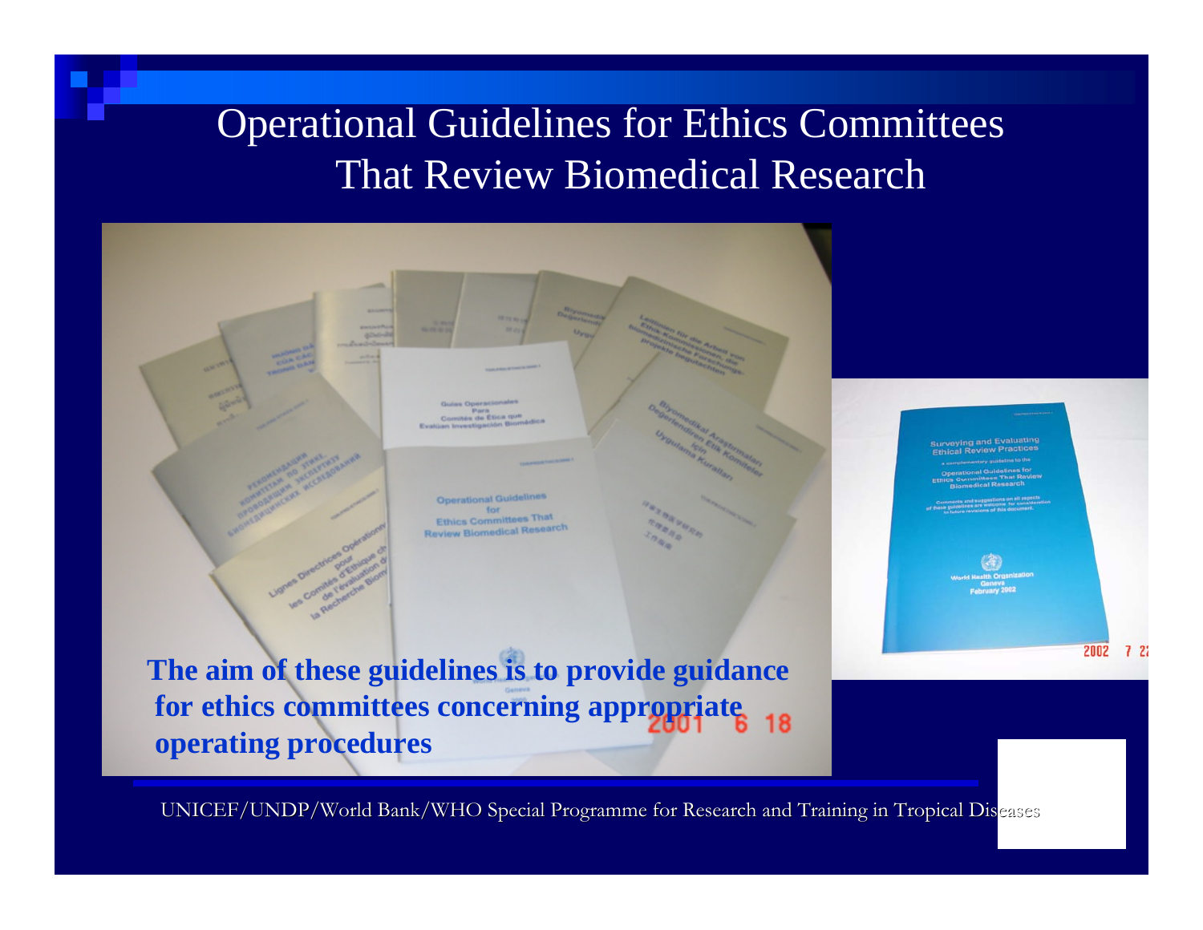# Operational Guidelines for Ethics Committees That Review Biomedical Research

**The aim of these guidelines is to provide guidance for ethics committees concerning appropriate operating procedures**

UNICEF/UNDP/World Bank/WHO Special Programme for Research and Training in Tropical Diseases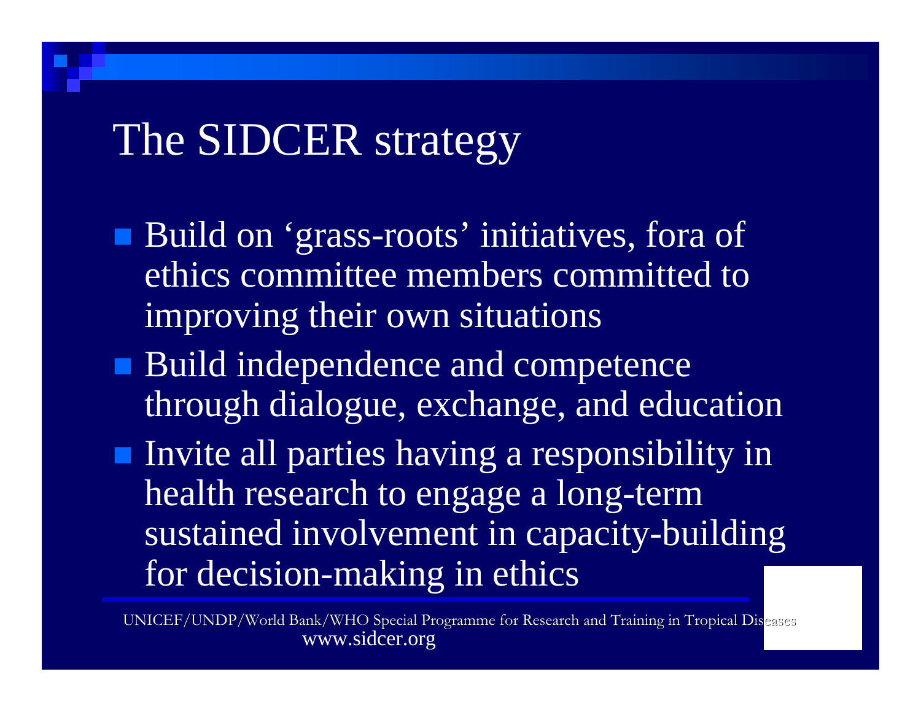# The SIDCER strategy

- Build on 'grass-roots' initiatives, fora of ethics committee members committed to improving their own situations
- Build independence and competence through dialogue, exchange, and education
- Invite all parties having a responsibility in health research to engage a long-term sustained involvement in capacity-building for decision-making in ethics

UNICEF/UNDP/World Bank/WHO Special Programme for Research and Training in Tropical Diseases
www.sidcer.org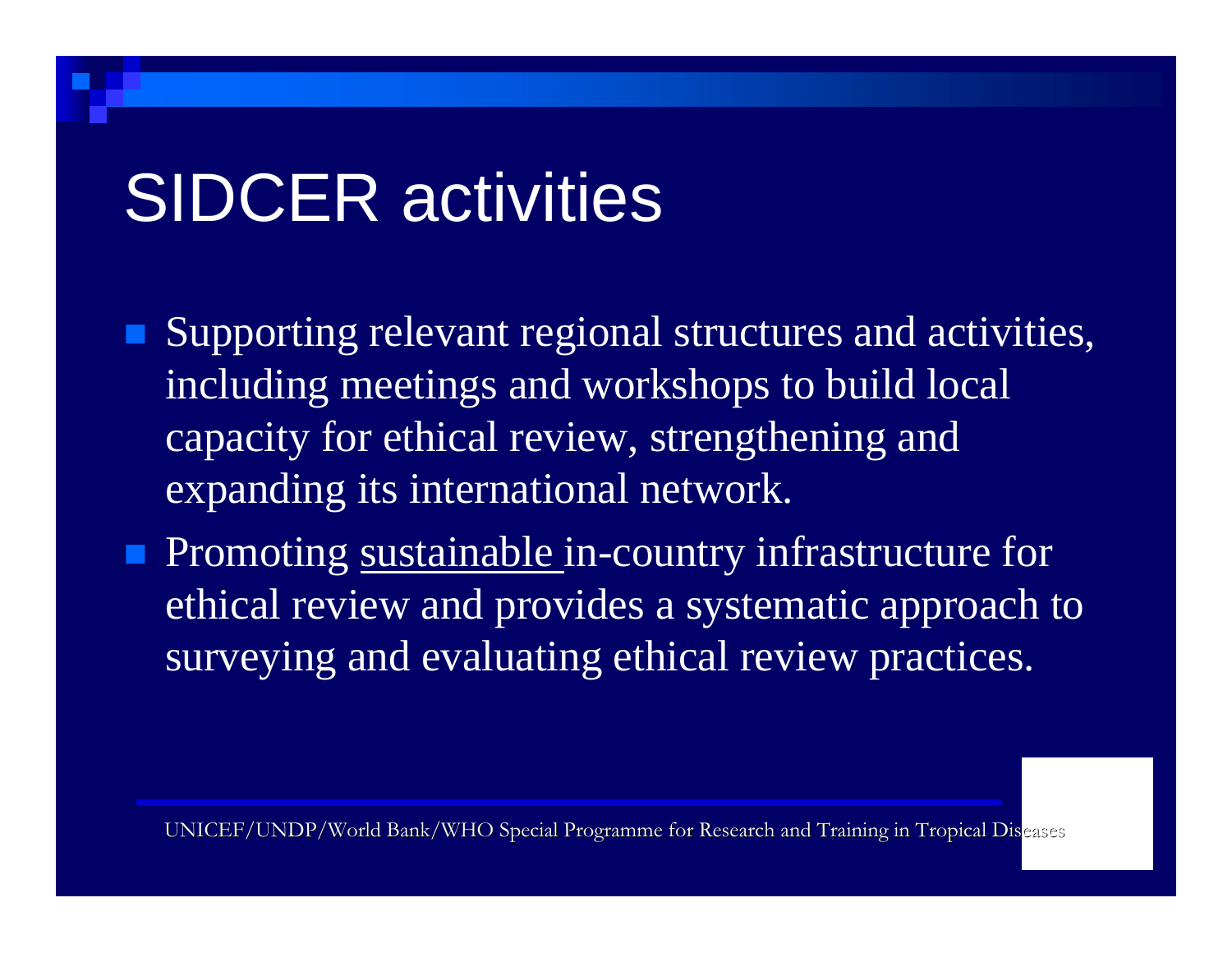# SIDCER activities

- Supporting relevant regional structures and activities, including meetings and workshops to build local capacity for ethical review, strengthening and expanding its international network.
- Promoting <u>sustainable</u> in-country infrastructure for ethical review and provides a systematic approach to surveying and evaluating ethical review practices.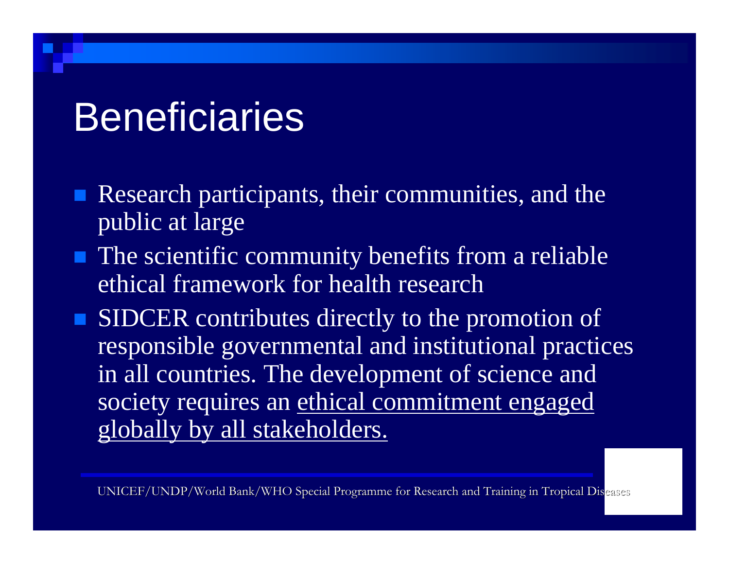# Beneficiaries

- Research participants, their communities, and the public at large
- The scientific community benefits from a reliable ethical framework for health research
- SIDCER contributes directly to the promotion of responsible governmental and institutional practices in all countries. The development of science and society requires an <u>ethical commitment engaged globally by all stakeholders.</u>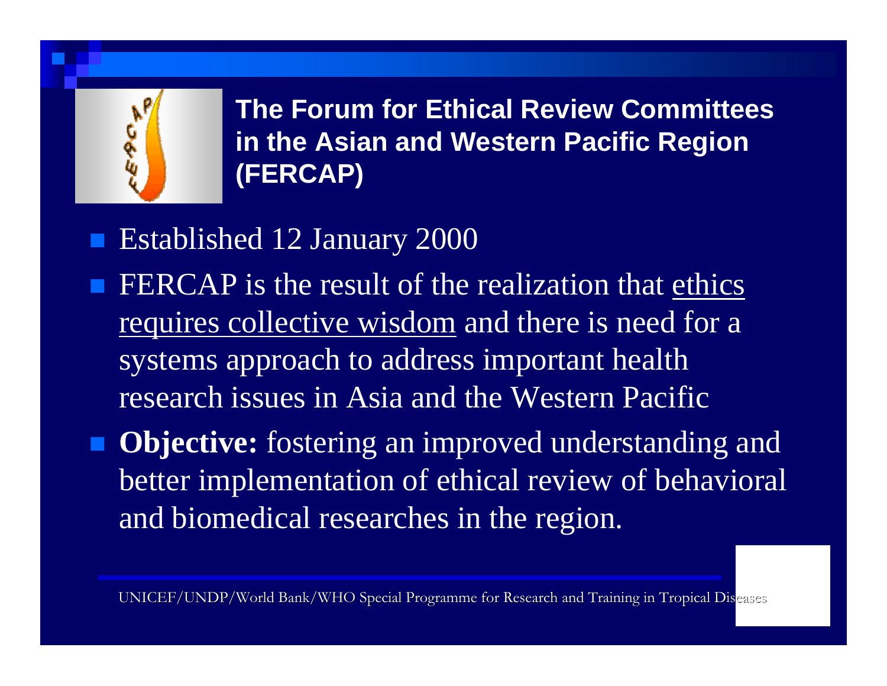## The Forum for Ethical Review Committees in the Asian and Western Pacific Region (FERCAP)

- Established 12 January 2000
- FERCAP is the result of the realization that ethics requires collective wisdom and there is need for a systems approach to address important health research issues in Asia and the Western Pacific
- **Objective:** fostering an improved understanding and better implementation of ethical review of behavioral and biomedical researches in the region.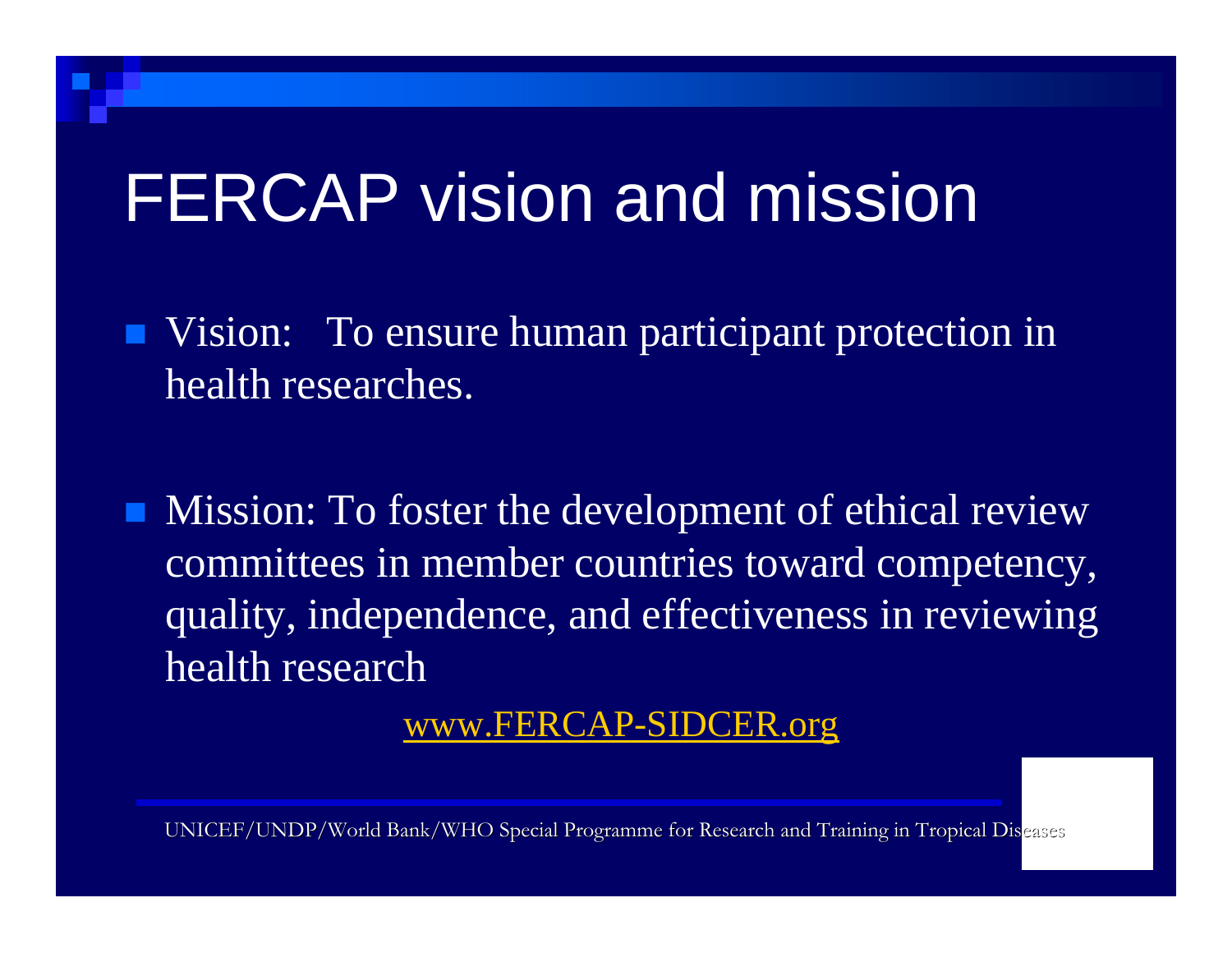# FERCAP vision and mission

- Vision: To ensure human participant protection in health researches.
- Mission: To foster the development of ethical review committees in member countries toward competency, quality, independence, and effectiveness in reviewing health research

www.FERCAP-SIDCER.org

UNICEF/UNDP/World Bank/WHO Special Programme for Research and Training in Tropical Diseases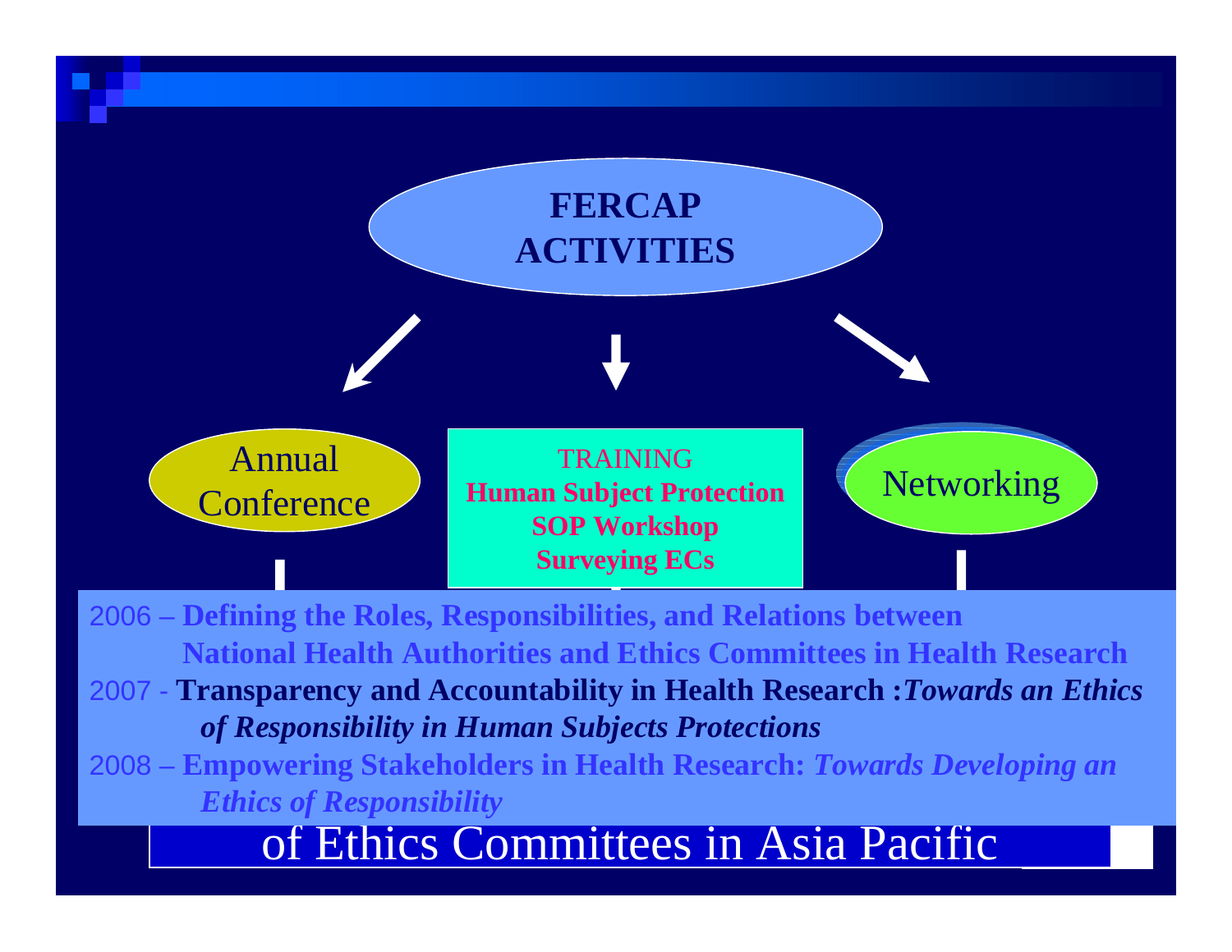# FERCAP ACTIVITIES

**Annual Conference**

**TRAINING**
**Human Subject Protection**
**SOP Workshop**
**Surveying ECs**

**Networking**

- 2006 – **Defining the Roles, Responsibilities, and Relations between National Health Authorities and Ethics Committees in Health Research**
- 2007 - **Transparency and Accountability in Health Research :*Towards an Ethics of Responsibility in Human Subjects Protections***
- 2008 – **Empowering Stakeholders in Health Research: *Towards Developing an Ethics of Responsibility***

of Ethics Committees in Asia Pacific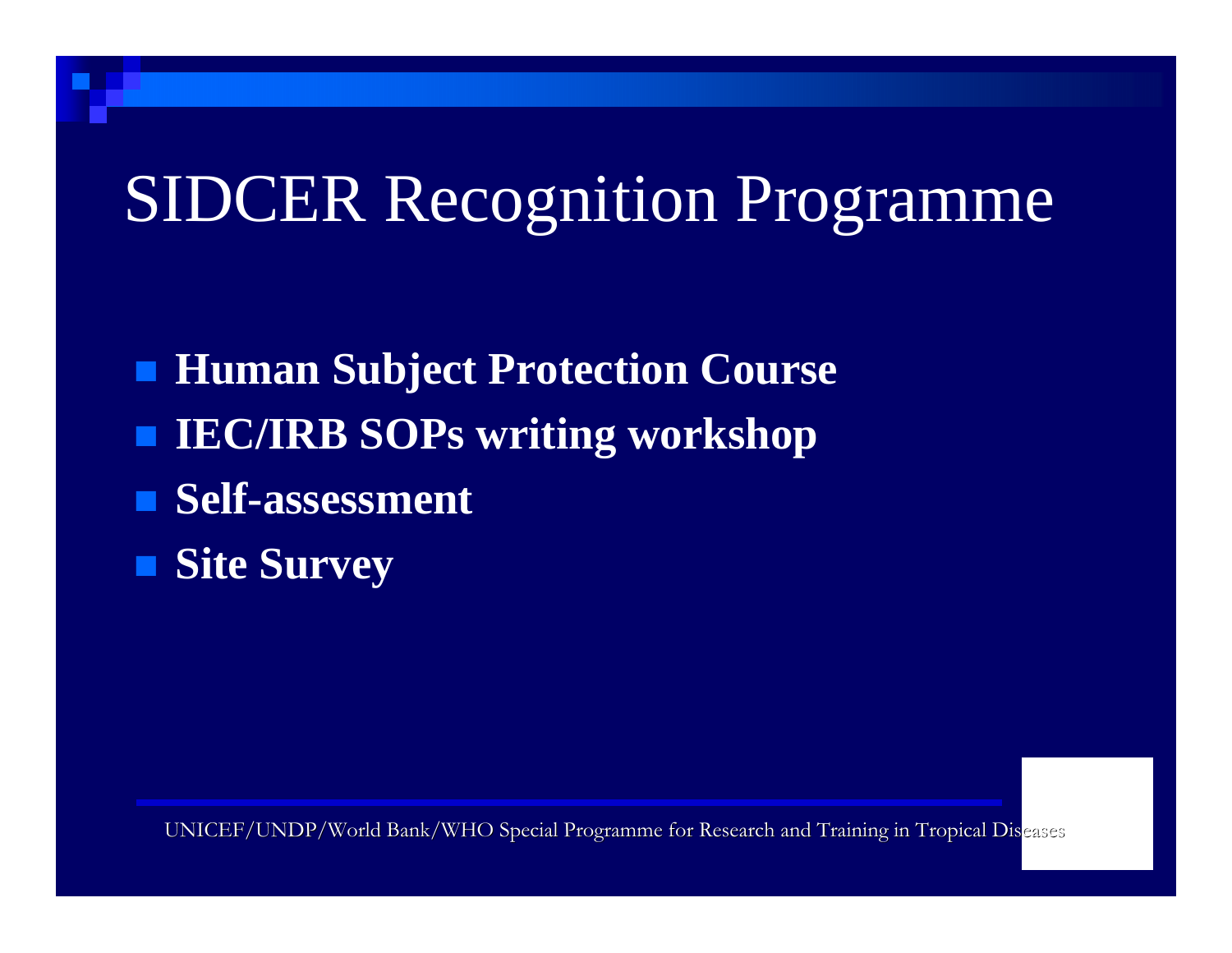# SIDCER Recognition Programme

- **Human Subject Protection Course**
- **IEC/IRB SOPs writing workshop**
- **Self-assessment**
- **Site Survey**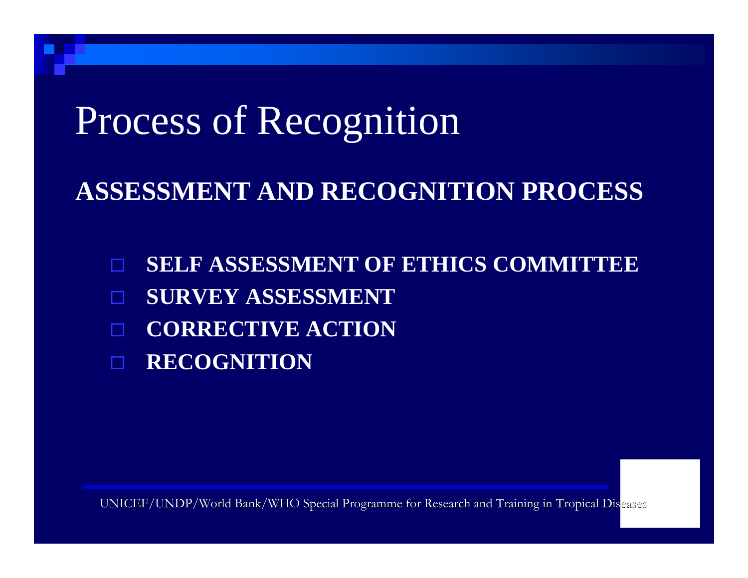# Process of Recognition

**ASSESSMENT AND RECOGNITION PROCESS**

- **SELF ASSESSMENT OF ETHICS COMMITTEE**
- **SURVEY ASSESSMENT**
- **CORRECTIVE ACTION**
- **RECOGNITION**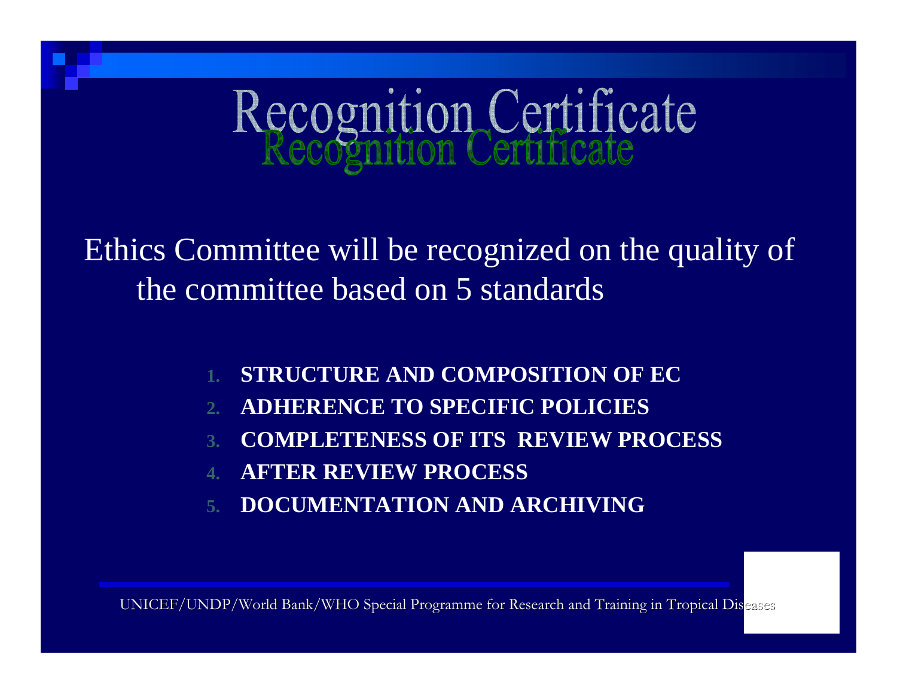# Recognition Certificate

Ethics Committee will be recognized on the quality of the committee based on 5 standards

1. **STRUCTURE AND COMPOSITION OF EC**
2. **ADHERENCE TO SPECIFIC POLICIES**
3. **COMPLETENESS OF ITS REVIEW PROCESS**
4. **AFTER REVIEW PROCESS**
5. **DOCUMENTATION AND ARCHIVING**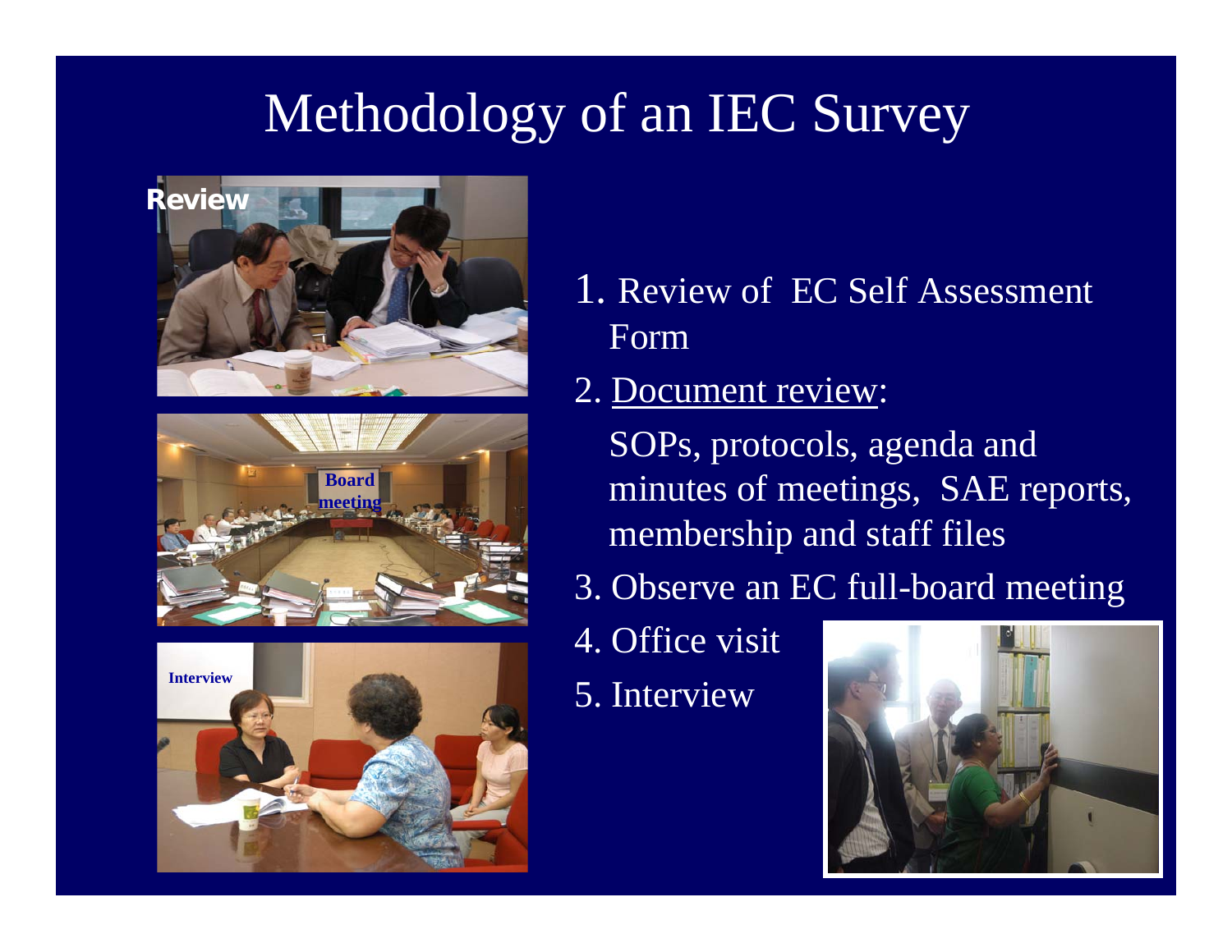# Methodology of an IEC Survey

1. Review of EC Self Assessment Form
2. Document review:
   SOPs, protocols, agenda and minutes of meetings, SAE reports, membership and staff files
3. Observe an EC full-board meeting
4. Office visit
5. Interview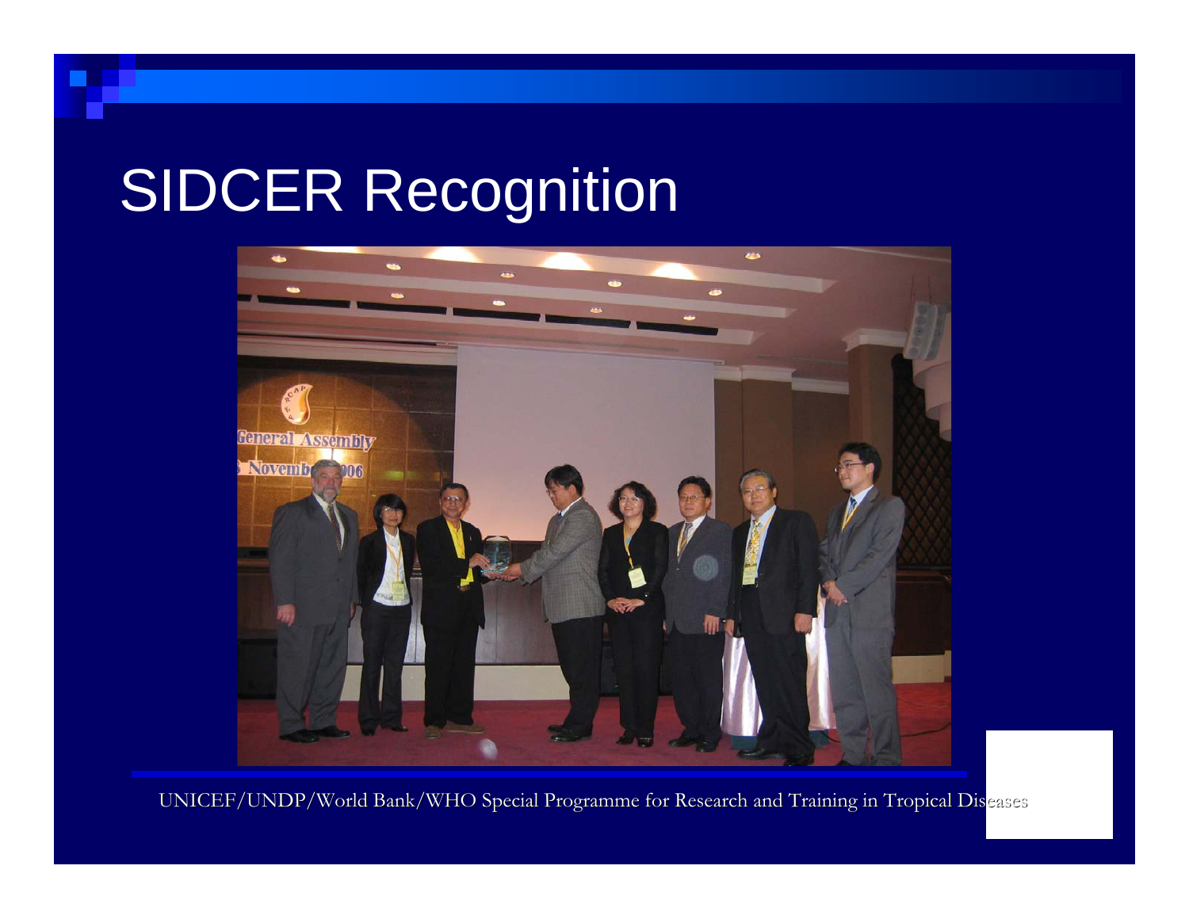# SIDCER Recognition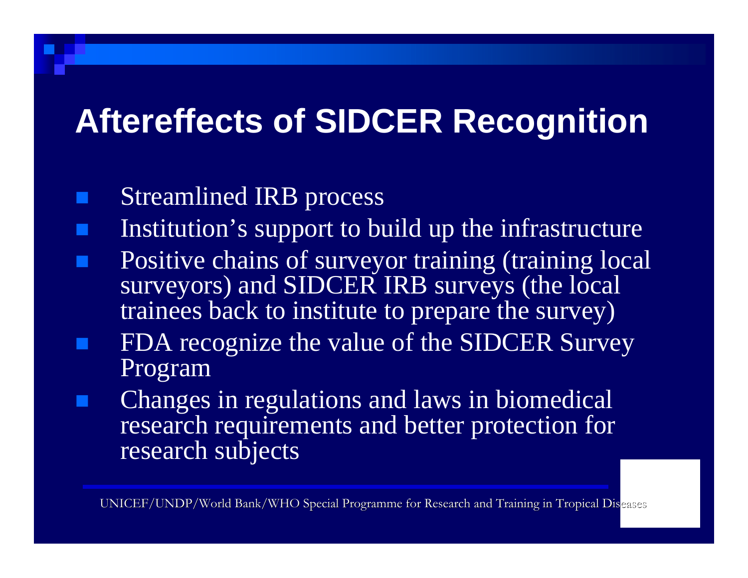# Aftereffects of SIDCER Recognition

- Streamlined IRB process
- Institution's support to build up the infrastructure
- Positive chains of surveyor training (training local surveyors) and SIDCER IRB surveys (the local trainees back to institute to prepare the survey)
- FDA recognize the value of the SIDCER Survey Program
- Changes in regulations and laws in biomedical research requirements and better protection for research subjects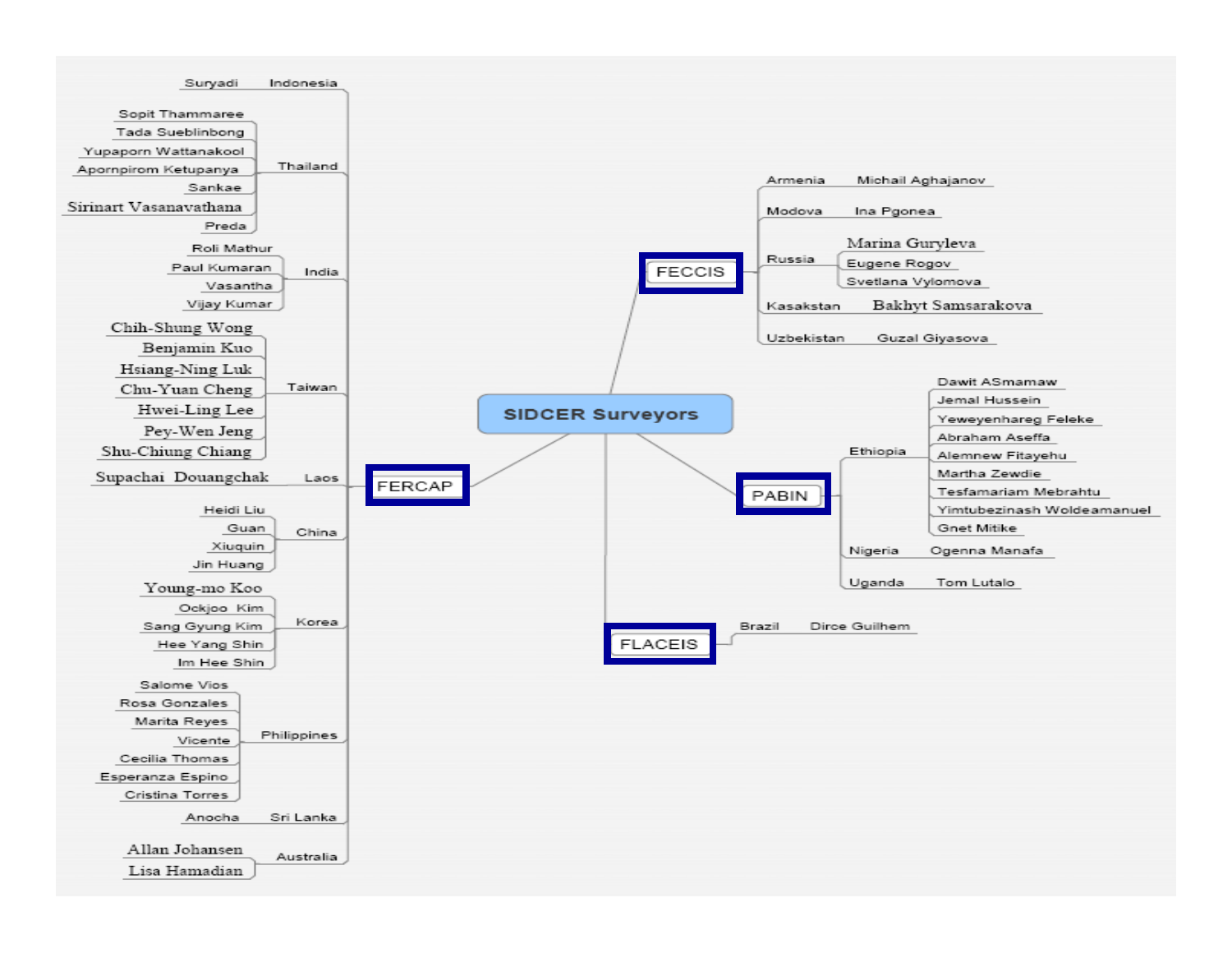# SIDCER Surveyors

## FERCAP

- **Indonesia**
  - Suryadi
- **Thailand**
  - Sopit Thammaree
  - Tada Sueblinbong
  - Yupaporn Wattanakool
  - Apornpirom Ketupanya
  - Sankae
  - Sirinart Vasanavathana
  - Preda
- **India**
  - Roli Mathur
  - Paul Kumaran
  - Vasantha
  - Vijay Kumar
- **Taiwan**
  - Chih-Shung Wong
  - Benjamin Kuo
  - Hsiang-Ning Luk
  - Chu-Yuan Cheng
  - Hwei-Ling Lee
  - Pey-Wen Jeng
  - Shu-Chiung Chiang
- **Laos**
  - Supachai Douangchak
- **China**
  - Heidi Liu
  - Guan
  - Xiuquin
  - Jin Huang
- **Korea**
  - Young-mo Koo
  - Ockjoo Kim
  - Sang Gyung Kim
  - Hee Yang Shin
  - Im Hee Shin
- **Philippines**
  - Salome Vios
  - Rosa Gonzales
  - Marita Reyes
  - Vicente
  - Cecilia Thomas
  - Esperanza Espino
  - Cristina Torres
- **Sri Lanka**
  - Anocha
- **Australia**
  - Allan Johansen
  - Lisa Hamadian

## FECCIS

- **Armenia**
  - Michail Aghajanov
- **Modova**
  - Ina Pgonea
- **Russia**
  - Marina Guryleva
  - Eugene Rogov
  - Svetlana Vylomova
- **Kasakstan**
  - Bakhyt Samsarakova
- **Uzbekistan**
  - Guzal Giyasova

## PABIN

- **Ethiopia**
  - Dawit ASmamaw
  - Jemal Hussein
  - Yeweyenhareg Feleke
  - Abraham Aseffa
  - Alemnew Fitayehu
  - Martha Zewdie
  - Tesfamariam Mebrahtu
  - Yimtubezinash Woldeamanuel
  - Gnet Mitike
- **Nigeria**
  - Ogenna Manafa
- **Uganda**
  - Tom Lutalo

## FLACEIS

- **Brazil**
  - Dirce Guilhem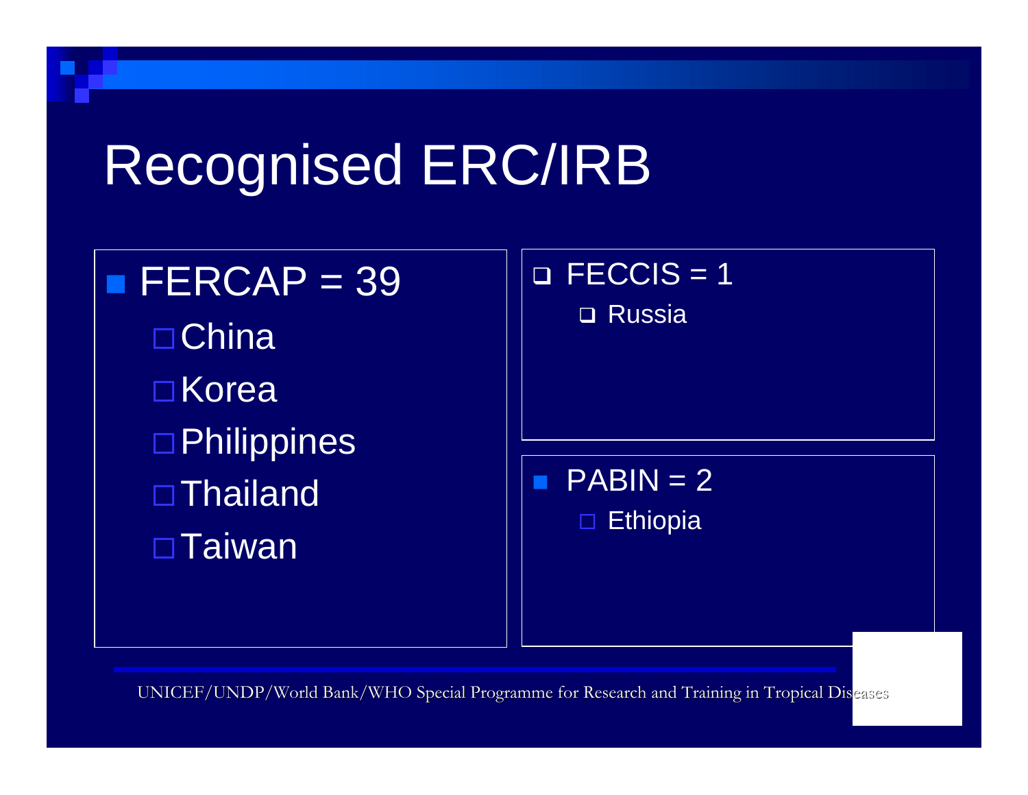# Recognised ERC/IRB

- FERCAP = 39
  - China
  - Korea
  - Philippines
  - Thailand
  - Taiwan

- FECCIS = 1
  - Russia

- PABIN = 2
  - Ethiopia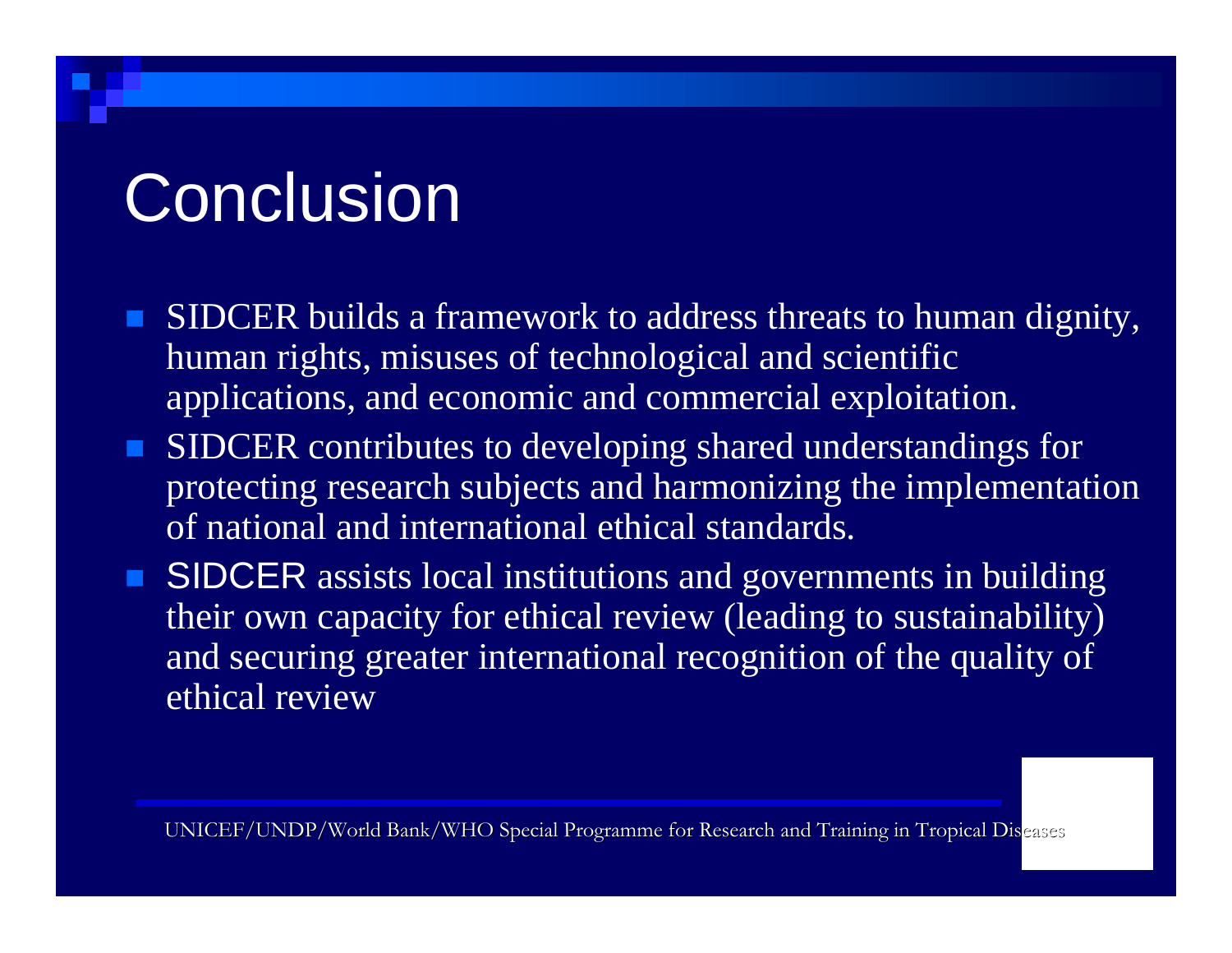# Conclusion

- SIDCER builds a framework to address threats to human dignity, human rights, misuses of technological and scientific applications, and economic and commercial exploitation.
- SIDCER contributes to developing shared understandings for protecting research subjects and harmonizing the implementation of national and international ethical standards.
- SIDCER assists local institutions and governments in building their own capacity for ethical review (leading to sustainability) and securing greater international recognition of the quality of ethical review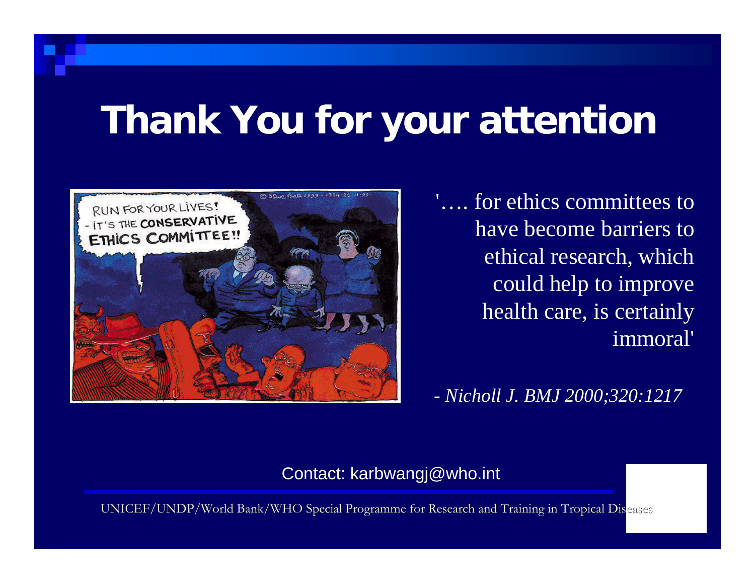# Thank You for your attention

'…. for ethics committees to have become barriers to ethical research, which could help to improve health care, is certainly immoral'

*- Nicholl J. BMJ 2000;320:1217*

Contact: karbwangj@who.int

UNICEF/UNDP/World Bank/WHO Special Programme for Research and Training in Tropical Diseases